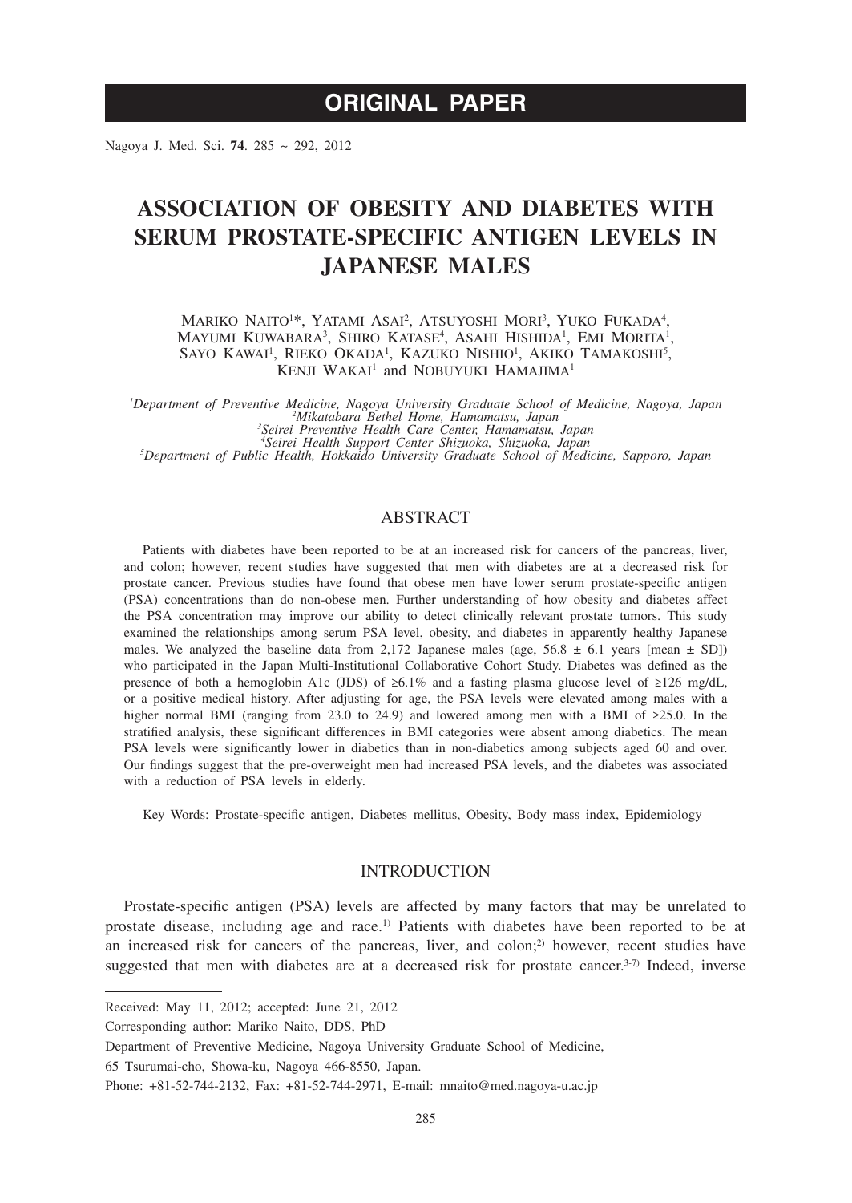# ORIGINAL PAPER

# ASSOCIATION OF OBESITY AND DIABETES WITH SERUM PROSTATE-SPECIFIC ANTIGEN LEVELS IN JAPANESE MALES

MARIKO NAITO[1]*, YATAMI ASAI[2], ATSUYOSHI MORI[3], YUKO FUKADA[4], MAYUMI KUWABARA[3], SHIRO KATASE[4], ASAHI HISHIDA[1], EMI MORITA[1], SAYO KAWAI[1], RIEKO OKADA[1], KAZUKO NISHIO[1], AKIKO TAMAKOSHI[5], KENJI WAKAI[1] and NOBUYUKI HAMAJIMA[1]

*[1]Department of Preventive Medicine, Nagoya University Graduate School of Medicine, Nagoya, Japan*
*[2]Mikatabara Bethel Home, Hamamatsu, Japan*
*[3]Seirei Preventive Health Care Center, Hamamatsu, Japan*
*[4]Seirei Health Support Center Shizuoka, Shizuoka, Japan*
*[5]Department of Public Health, Hokkaido University Graduate School of Medicine, Sapporo, Japan*

## ABSTRACT

Patients with diabetes have been reported to be at an increased risk for cancers of the pancreas, liver, and colon; however, recent studies have suggested that men with diabetes are at a decreased risk for prostate cancer. Previous studies have found that obese men have lower serum prostate-specific antigen (PSA) concentrations than do non-obese men. Further understanding of how obesity and diabetes affect the PSA concentration may improve our ability to detect clinically relevant prostate tumors. This study examined the relationships among serum PSA level, obesity, and diabetes in apparently healthy Japanese males. We analyzed the baseline data from 2,172 Japanese males (age, 56.8 ± 6.1 years [mean ± SD]) who participated in the Japan Multi-Institutional Collaborative Cohort Study. Diabetes was defined as the presence of both a hemoglobin A1c (JDS) of ≥6.1% and a fasting plasma glucose level of ≥126 mg/dL, or a positive medical history. After adjusting for age, the PSA levels were elevated among males with a higher normal BMI (ranging from 23.0 to 24.9) and lowered among men with a BMI of ≥25.0. In the stratified analysis, these significant differences in BMI categories were absent among diabetics. The mean PSA levels were significantly lower in diabetics than in non-diabetics among subjects aged 60 and over. Our findings suggest that the pre-overweight men had increased PSA levels, and the diabetes was associated with a reduction of PSA levels in elderly.

Key Words: Prostate-specific antigen, Diabetes mellitus, Obesity, Body mass index, Epidemiology

## INTRODUCTION

Prostate-specific antigen (PSA) levels are affected by many factors that may be unrelated to prostate disease, including age and race.[1] Patients with diabetes have been reported to be at an increased risk for cancers of the pancreas, liver, and colon;[2] however, recent studies have suggested that men with diabetes are at a decreased risk for prostate cancer.[3-7] Indeed, inverse

---

Received: May 11, 2012; accepted: June 21, 2012

Corresponding author: Mariko Naito, DDS, PhD

Department of Preventive Medicine, Nagoya University Graduate School of Medicine,

65 Tsurumai-cho, Showa-ku, Nagoya 466-8550, Japan.

Phone: +81-52-744-2132, Fax: +81-52-744-2971, E-mail: mnaito@med.nagoya-u.ac.jp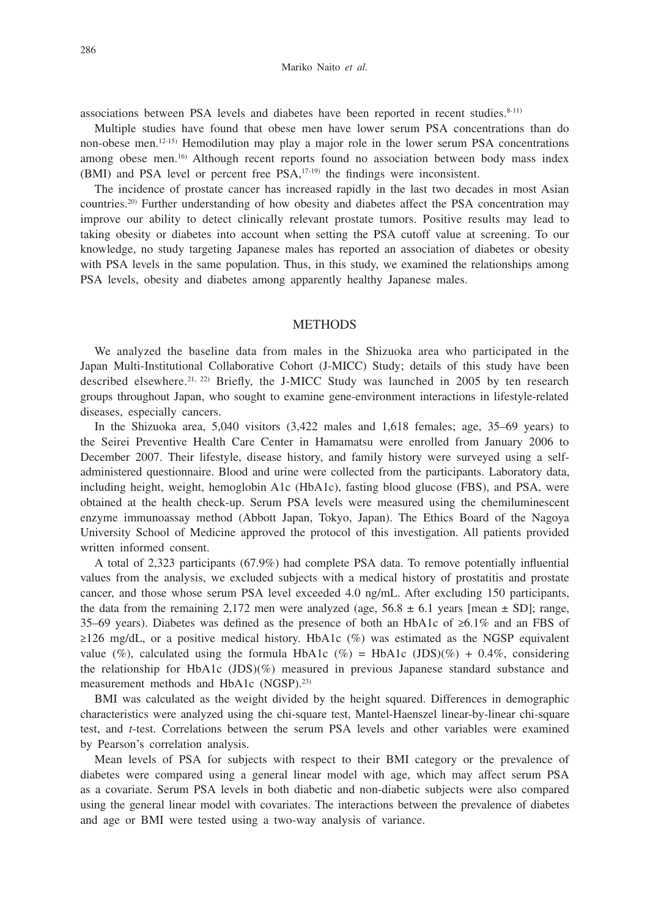associations between PSA levels and diabetes have been reported in recent studies.[8-11)]

Multiple studies have found that obese men have lower serum PSA concentrations than do non-obese men.[12-15)] Hemodilution may play a major role in the lower serum PSA concentrations among obese men.[16)] Although recent reports found no association between body mass index (BMI) and PSA level or percent free PSA,[17-19)] the findings were inconsistent.

The incidence of prostate cancer has increased rapidly in the last two decades in most Asian countries.[20)] Further understanding of how obesity and diabetes affect the PSA concentration may improve our ability to detect clinically relevant prostate tumors. Positive results may lead to taking obesity or diabetes into account when setting the PSA cutoff value at screening. To our knowledge, no study targeting Japanese males has reported an association of diabetes or obesity with PSA levels in the same population. Thus, in this study, we examined the relationships among PSA levels, obesity and diabetes among apparently healthy Japanese males.

## METHODS

We analyzed the baseline data from males in the Shizuoka area who participated in the Japan Multi-Institutional Collaborative Cohort (J-MICC) Study; details of this study have been described elsewhere.[21, 22)] Briefly, the J-MICC Study was launched in 2005 by ten research groups throughout Japan, who sought to examine gene-environment interactions in lifestyle-related diseases, especially cancers.

In the Shizuoka area, 5,040 visitors (3,422 males and 1,618 females; age, 35–69 years) to the Seirei Preventive Health Care Center in Hamamatsu were enrolled from January 2006 to December 2007. Their lifestyle, disease history, and family history were surveyed using a self-administered questionnaire. Blood and urine were collected from the participants. Laboratory data, including height, weight, hemoglobin A1c (HbA1c), fasting blood glucose (FBS), and PSA, were obtained at the health check-up. Serum PSA levels were measured using the chemiluminescent enzyme immunoassay method (Abbott Japan, Tokyo, Japan). The Ethics Board of the Nagoya University School of Medicine approved the protocol of this investigation. All patients provided written informed consent.

A total of 2,323 participants (67.9%) had complete PSA data. To remove potentially influential values from the analysis, we excluded subjects with a medical history of prostatitis and prostate cancer, and those whose serum PSA level exceeded 4.0 ng/mL. After excluding 150 participants, the data from the remaining 2,172 men were analyzed (age, $56.8 \pm 6.1$ years [mean ± SD]; range, 35–69 years). Diabetes was defined as the presence of both an HbA1c of ≥6.1% and an FBS of ≥126 mg/dL, or a positive medical history. HbA1c (%) was estimated as the NGSP equivalent value (%), calculated using the formula HbA1c (%) = HbA1c (JDS)(%) + 0.4%, considering the relationship for HbA1c (JDS)(%) measured in previous Japanese standard substance and measurement methods and HbA1c (NGSP).[23)]

BMI was calculated as the weight divided by the height squared. Differences in demographic characteristics were analyzed using the chi-square test, Mantel-Haenszel linear-by-linear chi-square test, and *t*-test. Correlations between the serum PSA levels and other variables were examined by Pearson's correlation analysis.

Mean levels of PSA for subjects with respect to their BMI category or the prevalence of diabetes were compared using a general linear model with age, which may affect serum PSA as a covariate. Serum PSA levels in both diabetic and non-diabetic subjects were also compared using the general linear model with covariates. The interactions between the prevalence of diabetes and age or BMI were tested using a two-way analysis of variance.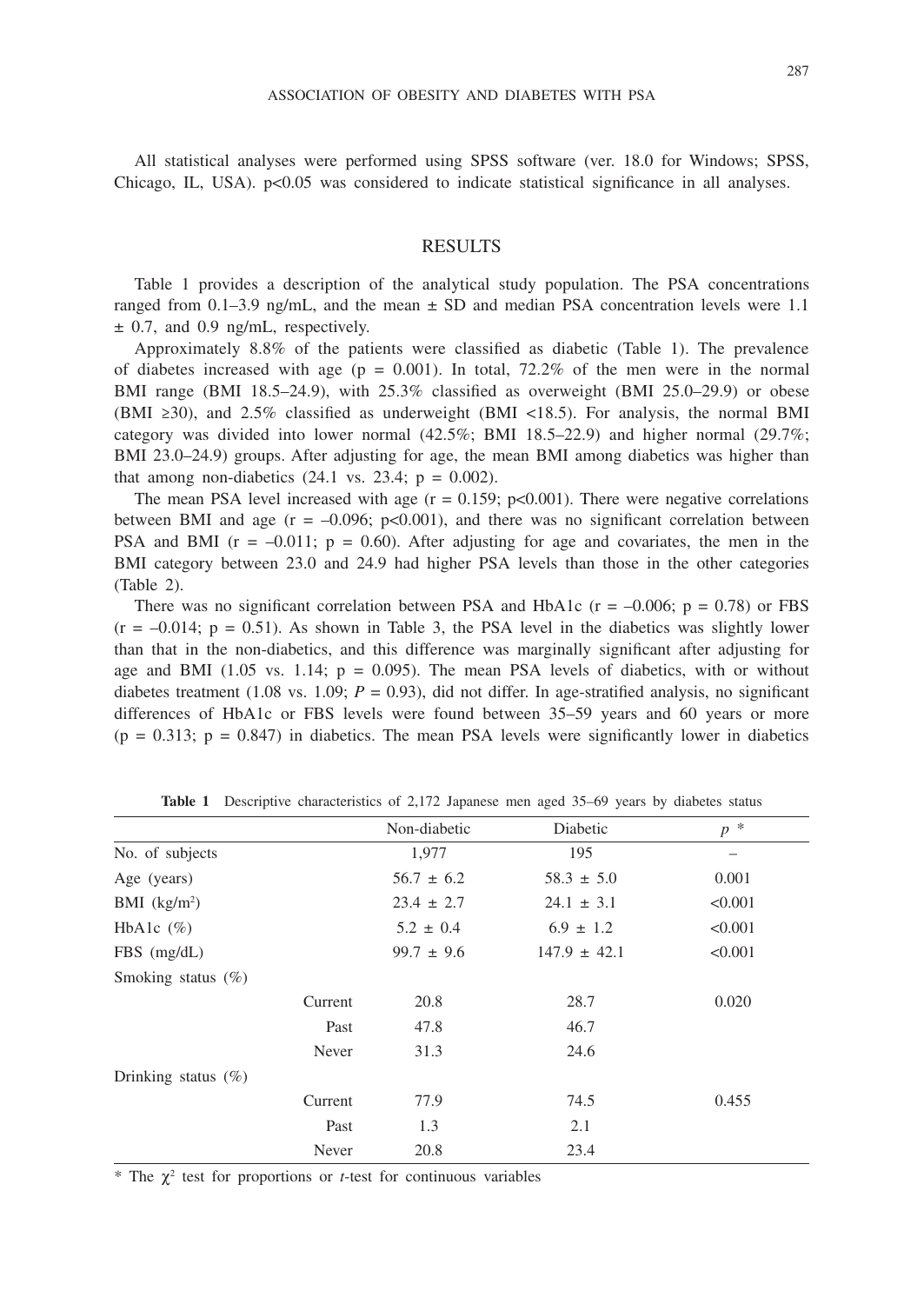All statistical analyses were performed using SPSS software (ver. 18.0 for Windows; SPSS, Chicago, IL, USA). $p<0.05$ was considered to indicate statistical significance in all analyses.

## RESULTS

Table 1 provides a description of the analytical study population. The PSA concentrations ranged from 0.1–3.9 ng/mL, and the mean ± SD and median PSA concentration levels were 1.1 ± 0.7, and 0.9 ng/mL, respectively.

Approximately 8.8% of the patients were classified as diabetic (Table 1). The prevalence of diabetes increased with age ($p = 0.001$). In total, 72.2% of the men were in the normal BMI range (BMI 18.5–24.9), with 25.3% classified as overweight (BMI 25.0–29.9) or obese (BMI ≥30), and 2.5% classified as underweight (BMI <18.5). For analysis, the normal BMI category was divided into lower normal (42.5%; BMI 18.5–22.9) and higher normal (29.7%; BMI 23.0–24.9) groups. After adjusting for age, the mean BMI among diabetics was higher than that among non-diabetics (24.1 vs. 23.4; $p = 0.002$).

The mean PSA level increased with age ($r = 0.159$; $p<0.001$). There were negative correlations between BMI and age ($r = –0.096$; $p<0.001$), and there was no significant correlation between PSA and BMI ($r = –0.011$; $p = 0.60$). After adjusting for age and covariates, the men in the BMI category between 23.0 and 24.9 had higher PSA levels than those in the other categories (Table 2).

There was no significant correlation between PSA and HbA1c ($r = –0.006$; $p = 0.78$) or FBS ($r = –0.014$; $p = 0.51$). As shown in Table 3, the PSA level in the diabetics was slightly lower than that in the non-diabetics, and this difference was marginally significant after adjusting for age and BMI (1.05 vs. 1.14; $p = 0.095$). The mean PSA levels of diabetics, with or without diabetes treatment (1.08 vs. 1.09; $P = 0.93$), did not differ. In age-stratified analysis, no significant differences of HbA1c or FBS levels were found between 35–59 years and 60 years or more ($p = 0.313$; $p = 0.847$) in diabetics. The mean PSA levels were significantly lower in diabetics

**Table 1** Descriptive characteristics of 2,172 Japanese men aged 35–69 years by diabetes status

| | | Non-diabetic | Diabetic | *p* * |
|---|---|---|---|---|
| No. of subjects | | 1,977 | 195 | – |
| Age (years) | | 56.7 ± 6.2 | 58.3 ± 5.0 | 0.001 |
| BMI (kg/m$^2$) | | 23.4 ± 2.7 | 24.1 ± 3.1 | <0.001 |
| HbA1c (%) | | 5.2 ± 0.4 | 6.9 ± 1.2 | <0.001 |
| FBS (mg/dL) | | 99.7 ± 9.6 | 147.9 ± 42.1 | <0.001 |
| Smoking status (%) | | | | |
| | Current | 20.8 | 28.7 | 0.020 |
| | Past | 47.8 | 46.7 | |
| | Never | 31.3 | 24.6 | |
| Drinking status (%) | | | | |
| | Current | 77.9 | 74.5 | 0.455 |
| | Past | 1.3 | 2.1 | |
| | Never | 20.8 | 23.4 | |

* The $\chi^2$ test for proportions or *t*-test for continuous variables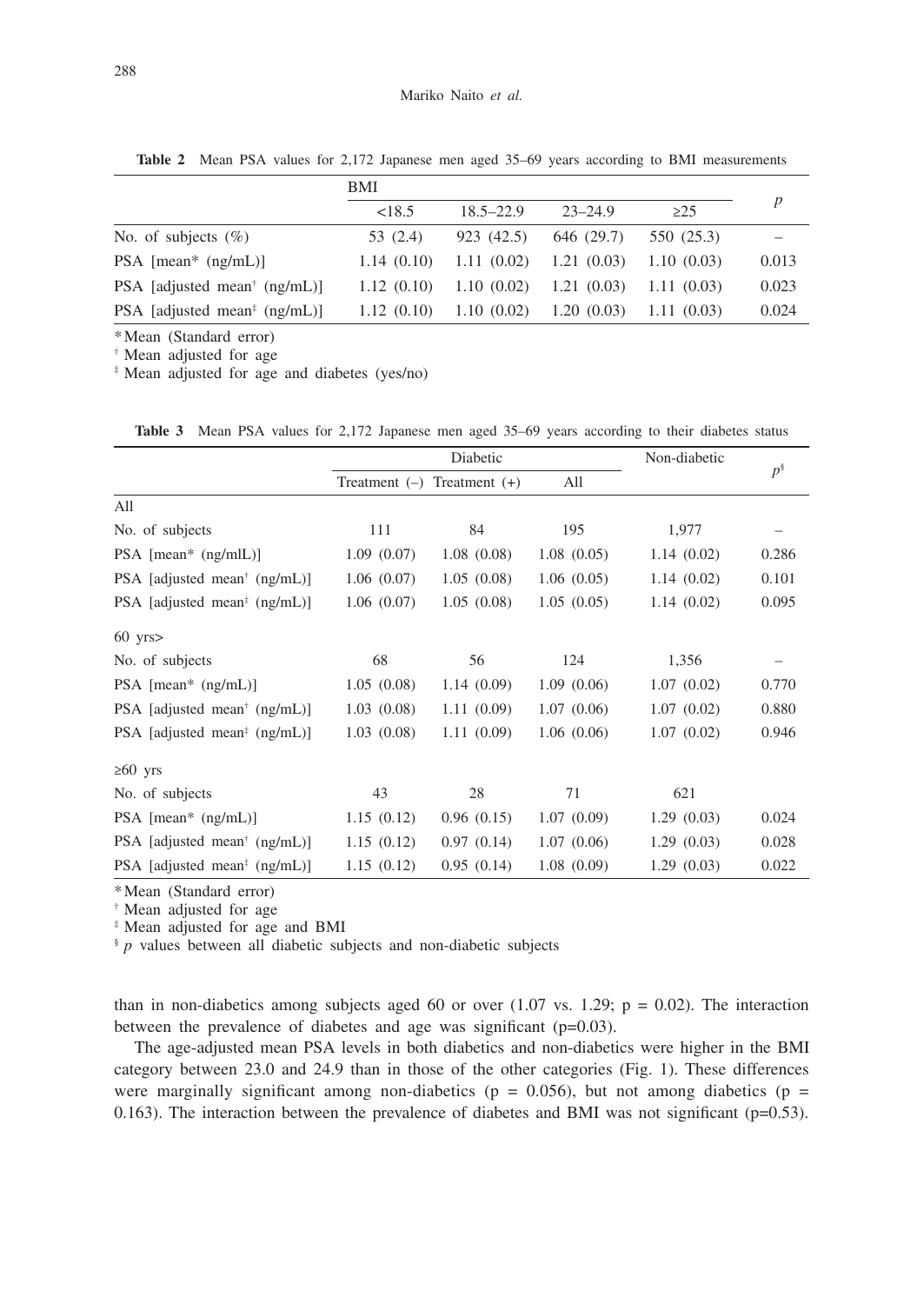**Table 2** Mean PSA values for 2,172 Japanese men aged 35–69 years according to BMI measurements

| | BMI | | | | $p$ |
|---|---|---|---|---|---|
| | <18.5 | 18.5–22.9 | 23–24.9 | ≥25 | |
| No. of subjects (%) | 53 (2.4) | 923 (42.5) | 646 (29.7) | 550 (25.3) | – |
| PSA [mean* (ng/mL)] | 1.14 (0.10) | 1.11 (0.02) | 1.21 (0.03) | 1.10 (0.03) | 0.013 |
| PSA [adjusted mean† (ng/mL)] | 1.12 (0.10) | 1.10 (0.02) | 1.21 (0.03) | 1.11 (0.03) | 0.023 |
| PSA [adjusted mean‡ (ng/mL)] | 1.12 (0.10) | 1.10 (0.02) | 1.20 (0.03) | 1.11 (0.03) | 0.024 |

*Mean (Standard error)
† Mean adjusted for age
‡ Mean adjusted for age and diabetes (yes/no)

**Table 3** Mean PSA values for 2,172 Japanese men aged 35–69 years according to their diabetes status

| | Diabetic | | | Non-diabetic | $p^{\S}$ |
|---|---|---|---|---|---|
| | Treatment (–) | Treatment (+) | All | | |
| All | | | | | |
| No. of subjects | 111 | 84 | 195 | 1,977 | – |
| PSA [mean* (ng/mlL)] | 1.09 (0.07) | 1.08 (0.08) | 1.08 (0.05) | 1.14 (0.02) | 0.286 |
| PSA [adjusted mean† (ng/mL)] | 1.06 (0.07) | 1.05 (0.08) | 1.06 (0.05) | 1.14 (0.02) | 0.101 |
| PSA [adjusted mean‡ (ng/mL)] | 1.06 (0.07) | 1.05 (0.08) | 1.05 (0.05) | 1.14 (0.02) | 0.095 |
| 60 yrs> | | | | | |
| No. of subjects | 68 | 56 | 124 | 1,356 | – |
| PSA [mean* (ng/mL)] | 1.05 (0.08) | 1.14 (0.09) | 1.09 (0.06) | 1.07 (0.02) | 0.770 |
| PSA [adjusted mean† (ng/mL)] | 1.03 (0.08) | 1.11 (0.09) | 1.07 (0.06) | 1.07 (0.02) | 0.880 |
| PSA [adjusted mean‡ (ng/mL)] | 1.03 (0.08) | 1.11 (0.09) | 1.06 (0.06) | 1.07 (0.02) | 0.946 |
| ≥60 yrs | | | | | |
| No. of subjects | 43 | 28 | 71 | 621 | |
| PSA [mean* (ng/mL)] | 1.15 (0.12) | 0.96 (0.15) | 1.07 (0.09) | 1.29 (0.03) | 0.024 |
| PSA [adjusted mean† (ng/mL)] | 1.15 (0.12) | 0.97 (0.14) | 1.07 (0.06) | 1.29 (0.03) | 0.028 |
| PSA [adjusted mean‡ (ng/mL)] | 1.15 (0.12) | 0.95 (0.14) | 1.08 (0.09) | 1.29 (0.03) | 0.022 |

*Mean (Standard error)
† Mean adjusted for age
‡ Mean adjusted for age and BMI
§ $p$ values between all diabetic subjects and non-diabetic subjects

than in non-diabetics among subjects aged 60 or over (1.07 vs. 1.29; $p = 0.02$). The interaction between the prevalence of diabetes and age was significant ($p=0.03$).

The age-adjusted mean PSA levels in both diabetics and non-diabetics were higher in the BMI category between 23.0 and 24.9 than in those of the other categories (Fig. 1). These differences were marginally significant among non-diabetics ($p = 0.056$), but not among diabetics ($p = 0.163$). The interaction between the prevalence of diabetes and BMI was not significant ($p=0.53$).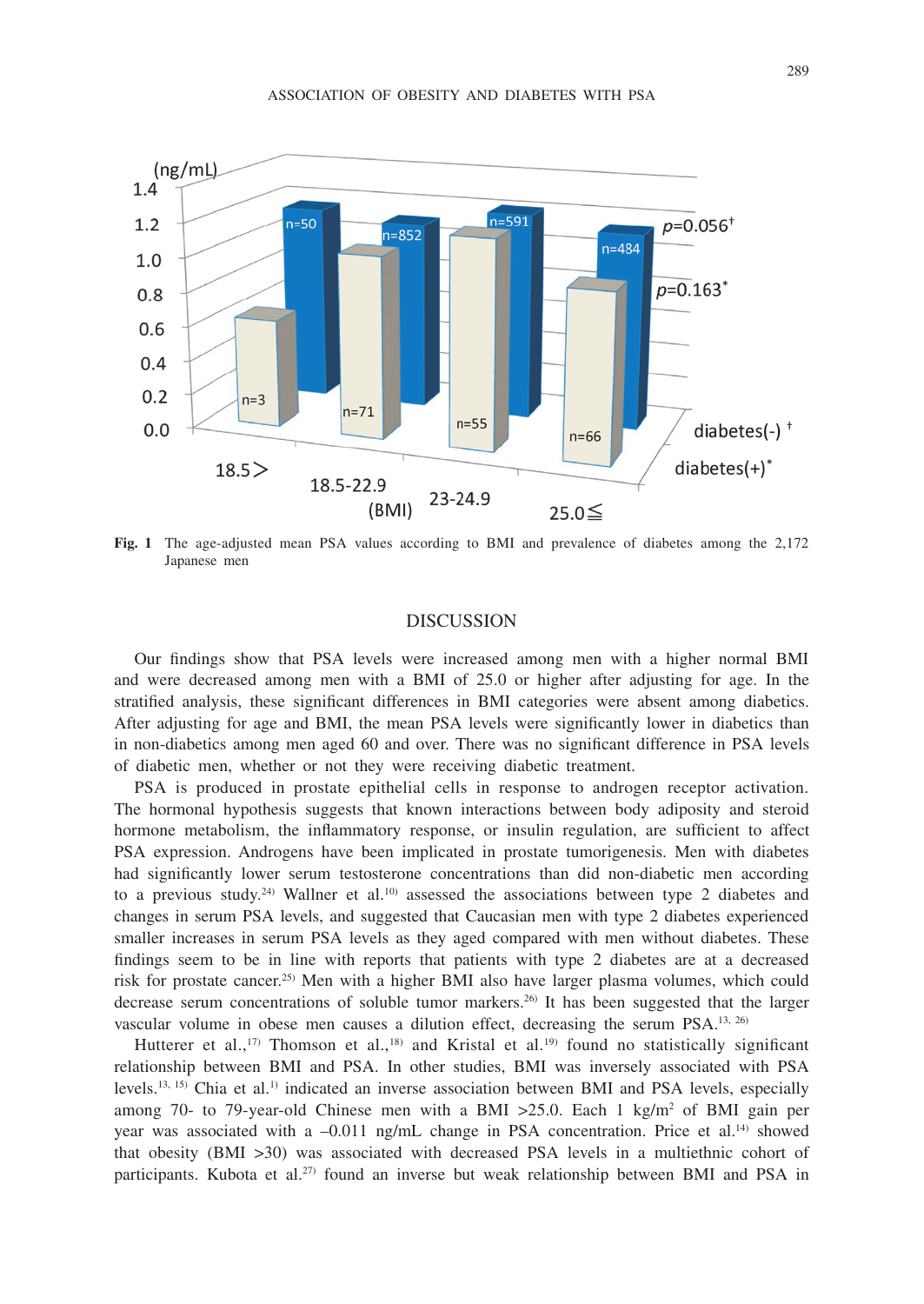**Fig. 1** The age-adjusted mean PSA values according to BMI and prevalence of diabetes among the 2,172 Japanese men

## DISCUSSION

Our findings show that PSA levels were increased among men with a higher normal BMI and were decreased among men with a BMI of 25.0 or higher after adjusting for age. In the stratified analysis, these significant differences in BMI categories were absent among diabetics. After adjusting for age and BMI, the mean PSA levels were significantly lower in diabetics than in non-diabetics among men aged 60 and over. There was no significant difference in PSA levels of diabetic men, whether or not they were receiving diabetic treatment.

PSA is produced in prostate epithelial cells in response to androgen receptor activation. The hormonal hypothesis suggests that known interactions between body adiposity and steroid hormone metabolism, the inflammatory response, or insulin regulation, are sufficient to affect PSA expression. Androgens have been implicated in prostate tumorigenesis. Men with diabetes had significantly lower serum testosterone concentrations than did non-diabetic men according to a previous study.[24] Wallner et al.[10] assessed the associations between type 2 diabetes and changes in serum PSA levels, and suggested that Caucasian men with type 2 diabetes experienced smaller increases in serum PSA levels as they aged compared with men without diabetes. These findings seem to be in line with reports that patients with type 2 diabetes are at a decreased risk for prostate cancer.[25] Men with a higher BMI also have larger plasma volumes, which could decrease serum concentrations of soluble tumor markers.[26] It has been suggested that the larger vascular volume in obese men causes a dilution effect, decreasing the serum PSA.[13, 26]

Hutterer et al.,[17] Thomson et al.,[18] and Kristal et al.[19] found no statistically significant relationship between BMI and PSA. In other studies, BMI was inversely associated with PSA levels.[13, 15] Chia et al.[1] indicated an inverse association between BMI and PSA levels, especially among 70- to 79-year-old Chinese men with a BMI >25.0. Each 1 kg/m$^2$ of BMI gain per year was associated with a –0.011 ng/mL change in PSA concentration. Price et al.[14] showed that obesity (BMI >30) was associated with decreased PSA levels in a multiethnic cohort of participants. Kubota et al.[27] found an inverse but weak relationship between BMI and PSA in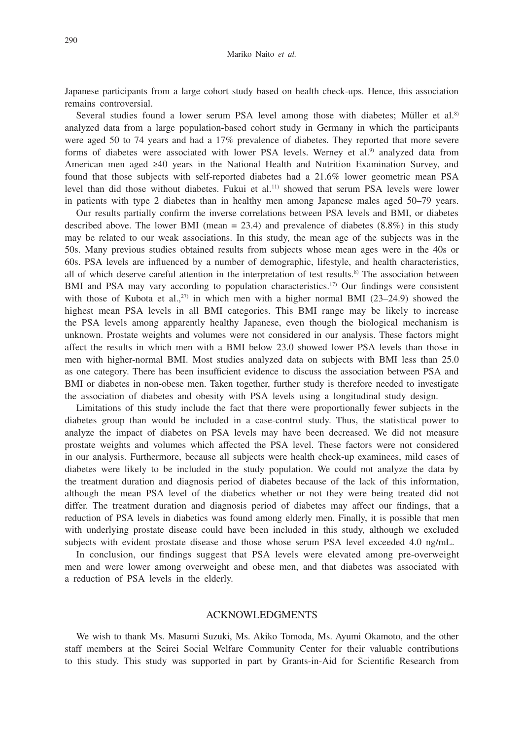Japanese participants from a large cohort study based on health check-ups. Hence, this association remains controversial.

Several studies found a lower serum PSA level among those with diabetes; Müller et al.[8] analyzed data from a large population-based cohort study in Germany in which the participants were aged 50 to 74 years and had a 17% prevalence of diabetes. They reported that more severe forms of diabetes were associated with lower PSA levels. Werney et al.[9] analyzed data from American men aged ≥40 years in the National Health and Nutrition Examination Survey, and found that those subjects with self-reported diabetes had a 21.6% lower geometric mean PSA level than did those without diabetes. Fukui et al.[11] showed that serum PSA levels were lower in patients with type 2 diabetes than in healthy men among Japanese males aged 50–79 years.

Our results partially confirm the inverse correlations between PSA levels and BMI, or diabetes described above. The lower BMI (mean = 23.4) and prevalence of diabetes (8.8%) in this study may be related to our weak associations. In this study, the mean age of the subjects was in the 50s. Many previous studies obtained results from subjects whose mean ages were in the 40s or 60s. PSA levels are influenced by a number of demographic, lifestyle, and health characteristics, all of which deserve careful attention in the interpretation of test results.[8] The association between BMI and PSA may vary according to population characteristics.[17] Our findings were consistent with those of Kubota et al.,[27] in which men with a higher normal BMI (23–24.9) showed the highest mean PSA levels in all BMI categories. This BMI range may be likely to increase the PSA levels among apparently healthy Japanese, even though the biological mechanism is unknown. Prostate weights and volumes were not considered in our analysis. These factors might affect the results in which men with a BMI below 23.0 showed lower PSA levels than those in men with higher-normal BMI. Most studies analyzed data on subjects with BMI less than 25.0 as one category. There has been insufficient evidence to discuss the association between PSA and BMI or diabetes in non-obese men. Taken together, further study is therefore needed to investigate the association of diabetes and obesity with PSA levels using a longitudinal study design.

Limitations of this study include the fact that there were proportionally fewer subjects in the diabetes group than would be included in a case-control study. Thus, the statistical power to analyze the impact of diabetes on PSA levels may have been decreased. We did not measure prostate weights and volumes which affected the PSA level. These factors were not considered in our analysis. Furthermore, because all subjects were health check-up examinees, mild cases of diabetes were likely to be included in the study population. We could not analyze the data by the treatment duration and diagnosis period of diabetes because of the lack of this information, although the mean PSA level of the diabetics whether or not they were being treated did not differ. The treatment duration and diagnosis period of diabetes may affect our findings, that a reduction of PSA levels in diabetics was found among elderly men. Finally, it is possible that men with underlying prostate disease could have been included in this study, although we excluded subjects with evident prostate disease and those whose serum PSA level exceeded 4.0 ng/mL.

In conclusion, our findings suggest that PSA levels were elevated among pre-overweight men and were lower among overweight and obese men, and that diabetes was associated with a reduction of PSA levels in the elderly.

## ACKNOWLEDGMENTS

We wish to thank Ms. Masumi Suzuki, Ms. Akiko Tomoda, Ms. Ayumi Okamoto, and the other staff members at the Seirei Social Welfare Community Center for their valuable contributions to this study. This study was supported in part by Grants-in-Aid for Scientific Research from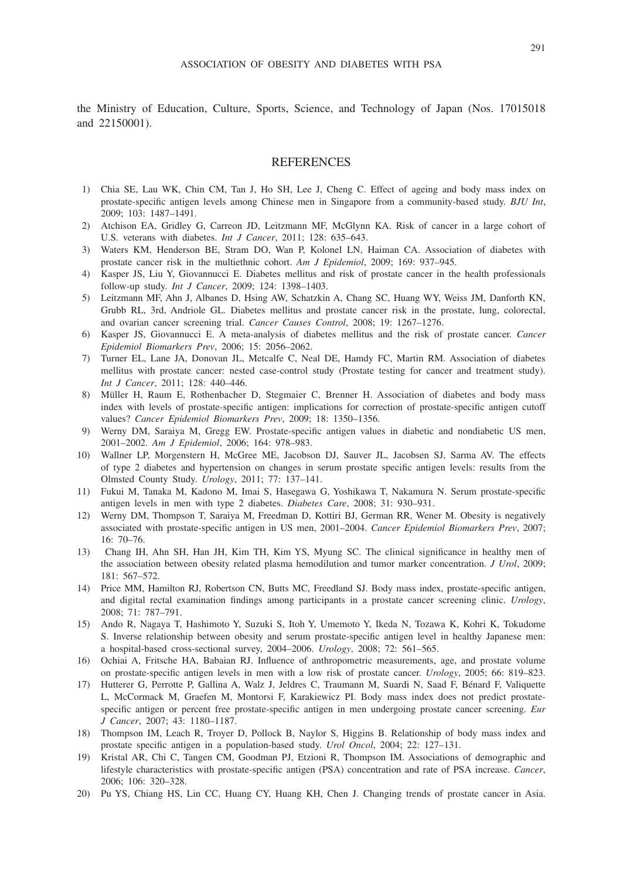the Ministry of Education, Culture, Sports, Science, and Technology of Japan (Nos. 17015018 and 22150001).

## REFERENCES

1) Chia SE, Lau WK, Chin CM, Tan J, Ho SH, Lee J, Cheng C. Effect of ageing and body mass index on prostate-specific antigen levels among Chinese men in Singapore from a community-based study. *BJU Int*, 2009; 103: 1487–1491.
2) Atchison EA, Gridley G, Carreon JD, Leitzmann MF, McGlynn KA. Risk of cancer in a large cohort of U.S. veterans with diabetes. *Int J Cancer*, 2011; 128: 635–643.
3) Waters KM, Henderson BE, Stram DO, Wan P, Kolonel LN, Haiman CA. Association of diabetes with prostate cancer risk in the multiethnic cohort. *Am J Epidemiol*, 2009; 169: 937–945.
4) Kasper JS, Liu Y, Giovannucci E. Diabetes mellitus and risk of prostate cancer in the health professionals follow-up study. *Int J Cancer*, 2009; 124: 1398–1403.
5) Leitzmann MF, Ahn J, Albanes D, Hsing AW, Schatzkin A, Chang SC, Huang WY, Weiss JM, Danforth KN, Grubb RL, 3rd, Andriole GL. Diabetes mellitus and prostate cancer risk in the prostate, lung, colorectal, and ovarian cancer screening trial. *Cancer Causes Control*, 2008; 19: 1267–1276.
6) Kasper JS, Giovannucci E. A meta-analysis of diabetes mellitus and the risk of prostate cancer. *Cancer Epidemiol Biomarkers Prev*, 2006; 15: 2056–2062.
7) Turner EL, Lane JA, Donovan JL, Metcalfe C, Neal DE, Hamdy FC, Martin RM. Association of diabetes mellitus with prostate cancer: nested case-control study (Prostate testing for cancer and treatment study). *Int J Cancer*, 2011; 128: 440–446.
8) Müller H, Raum E, Rothenbacher D, Stegmaier C, Brenner H. Association of diabetes and body mass index with levels of prostate-specific antigen: implications for correction of prostate-specific antigen cutoff values? *Cancer Epidemiol Biomarkers Prev*, 2009; 18: 1350–1356.
9) Werny DM, Saraiya M, Gregg EW. Prostate-specific antigen values in diabetic and nondiabetic US men, 2001–2002. *Am J Epidemiol*, 2006; 164: 978–983.
10) Wallner LP, Morgenstern H, McGree ME, Jacobson DJ, Sauver JL, Jacobsen SJ, Sarma AV. The effects of type 2 diabetes and hypertension on changes in serum prostate specific antigen levels: results from the Olmsted County Study. *Urology*, 2011; 77: 137–141.
11) Fukui M, Tanaka M, Kadono M, Imai S, Hasegawa G, Yoshikawa T, Nakamura N. Serum prostate-specific antigen levels in men with type 2 diabetes. *Diabetes Care*, 2008; 31: 930–931.
12) Werny DM, Thompson T, Saraiya M, Freedman D, Kottiri BJ, German RR, Wener M. Obesity is negatively associated with prostate-specific antigen in US men, 2001–2004. *Cancer Epidemiol Biomarkers Prev*, 2007; 16: 70–76.
13) Chang IH, Ahn SH, Han JH, Kim TH, Kim YS, Myung SC. The clinical significance in healthy men of the association between obesity related plasma hemodilution and tumor marker concentration. *J Urol*, 2009; 181: 567–572.
14) Price MM, Hamilton RJ, Robertson CN, Butts MC, Freedland SJ. Body mass index, prostate-specific antigen, and digital rectal examination findings among participants in a prostate cancer screening clinic. *Urology*, 2008; 71: 787–791.
15) Ando R, Nagaya T, Hashimoto Y, Suzuki S, Itoh Y, Umemoto Y, Ikeda N, Tozawa K, Kohri K, Tokudome S. Inverse relationship between obesity and serum prostate-specific antigen level in healthy Japanese men: a hospital-based cross-sectional survey, 2004–2006. *Urology*, 2008; 72: 561–565.
16) Ochiai A, Fritsche HA, Babaian RJ. Influence of anthropometric measurements, age, and prostate volume on prostate-specific antigen levels in men with a low risk of prostate cancer. *Urology*, 2005; 66: 819–823.
17) Hutterer G, Perrotte P, Gallina A, Walz J, Jeldres C, Traumann M, Suardi N, Saad F, Bénard F, Valiquette L, McCormack M, Graefen M, Montorsi F, Karakiewicz PI. Body mass index does not predict prostate-specific antigen or percent free prostate-specific antigen in men undergoing prostate cancer screening. *Eur J Cancer*, 2007; 43: 1180–1187.
18) Thompson IM, Leach R, Troyer D, Pollock B, Naylor S, Higgins B. Relationship of body mass index and prostate specific antigen in a population-based study. *Urol Oncol*, 2004; 22: 127–131.
19) Kristal AR, Chi C, Tangen CM, Goodman PJ, Etzioni R, Thompson IM. Associations of demographic and lifestyle characteristics with prostate-specific antigen (PSA) concentration and rate of PSA increase. *Cancer*, 2006; 106: 320–328.
20) Pu YS, Chiang HS, Lin CC, Huang CY, Huang KH, Chen J. Changing trends of prostate cancer in Asia.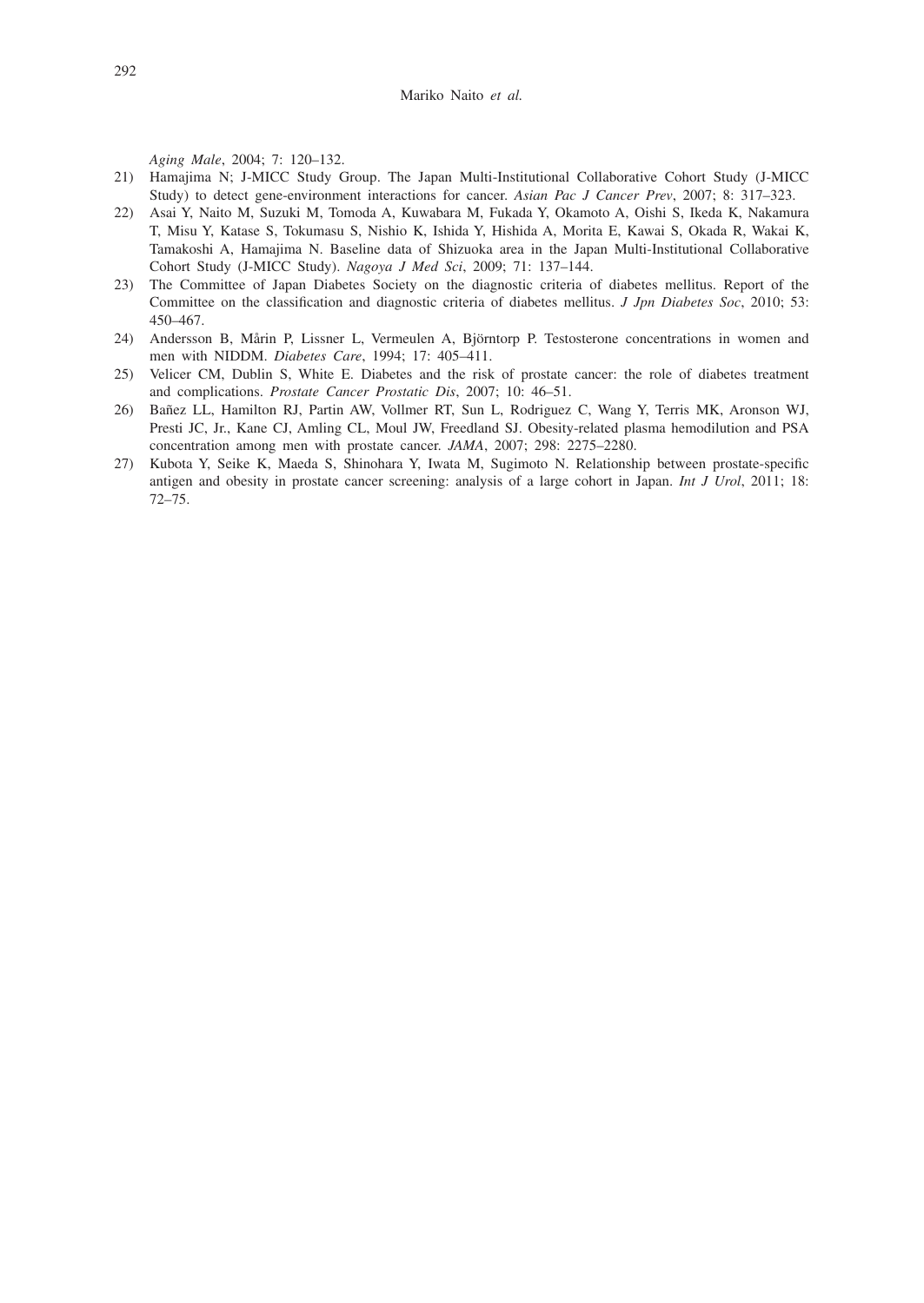*Aging Male*, 2004; 7: 120–132.

21) Hamajima N; J-MICC Study Group. The Japan Multi-Institutional Collaborative Cohort Study (J-MICC Study) to detect gene-environment interactions for cancer. *Asian Pac J Cancer Prev*, 2007; 8: 317–323.
22) Asai Y, Naito M, Suzuki M, Tomoda A, Kuwabara M, Fukada Y, Okamoto A, Oishi S, Ikeda K, Nakamura T, Misu Y, Katase S, Tokumasu S, Nishio K, Ishida Y, Hishida A, Morita E, Kawai S, Okada R, Wakai K, Tamakoshi A, Hamajima N. Baseline data of Shizuoka area in the Japan Multi-Institutional Collaborative Cohort Study (J-MICC Study). *Nagoya J Med Sci*, 2009; 71: 137–144.
23) The Committee of Japan Diabetes Society on the diagnostic criteria of diabetes mellitus. Report of the Committee on the classification and diagnostic criteria of diabetes mellitus. *J Jpn Diabetes Soc*, 2010; 53: 450–467.
24) Andersson B, Mårin P, Lissner L, Vermeulen A, Björntorp P. Testosterone concentrations in women and men with NIDDM. *Diabetes Care*, 1994; 17: 405–411.
25) Velicer CM, Dublin S, White E. Diabetes and the risk of prostate cancer: the role of diabetes treatment and complications. *Prostate Cancer Prostatic Dis*, 2007; 10: 46–51.
26) Bañez LL, Hamilton RJ, Partin AW, Vollmer RT, Sun L, Rodriguez C, Wang Y, Terris MK, Aronson WJ, Presti JC, Jr., Kane CJ, Amling CL, Moul JW, Freedland SJ. Obesity-related plasma hemodilution and PSA concentration among men with prostate cancer. *JAMA*, 2007; 298: 2275–2280.
27) Kubota Y, Seike K, Maeda S, Shinohara Y, Iwata M, Sugimoto N. Relationship between prostate-specific antigen and obesity in prostate cancer screening: analysis of a large cohort in Japan. *Int J Urol*, 2011; 18: 72–75.